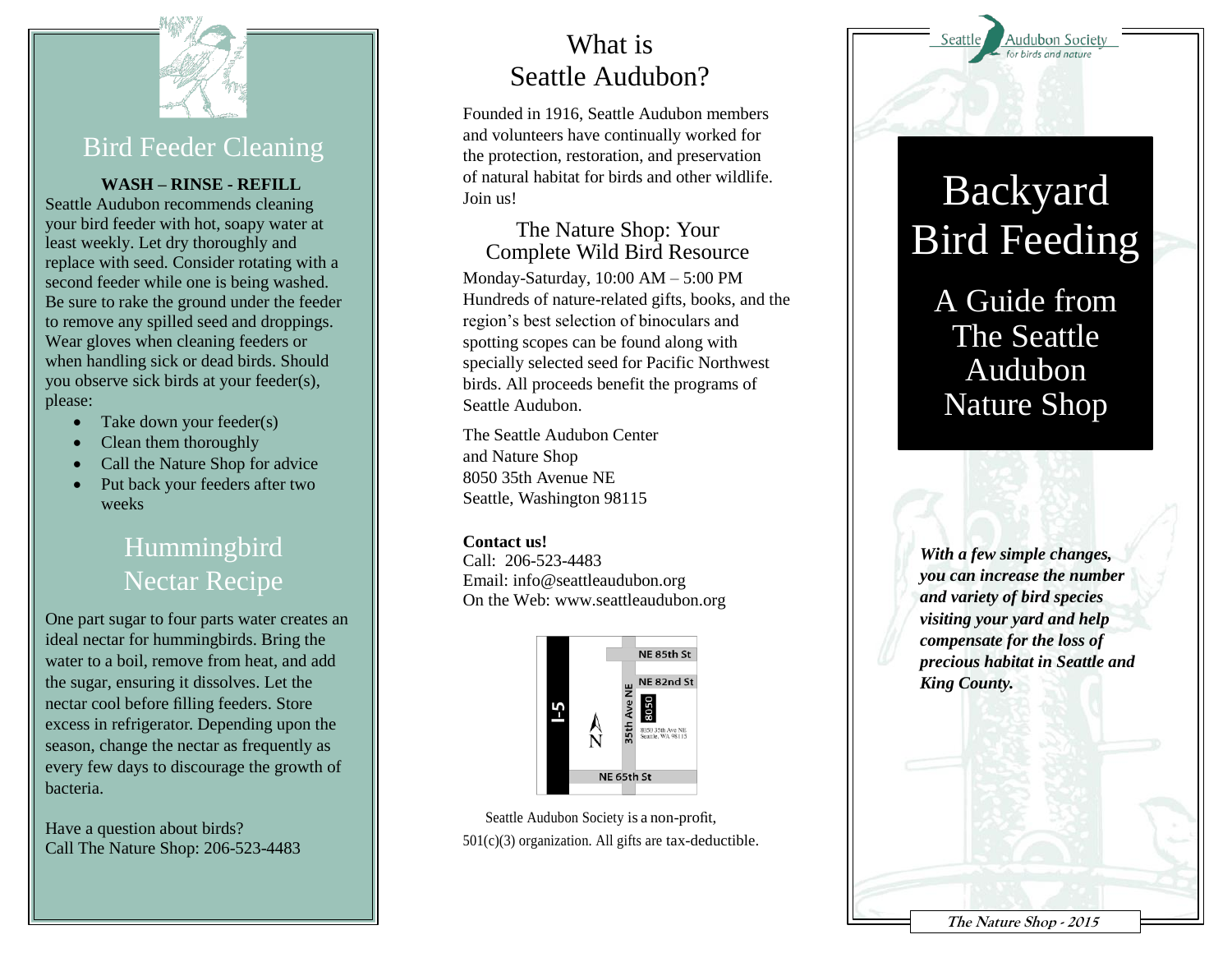## Bird Feeder Cleaning

**WASH – RINSE - REFILL**

Seattle Audubon recommends cleaning your bird feeder with hot, soapy water at least weekly. Let dry thoroughly and replace with seed. Consider rotating with a second feeder while one is being washed. Be sure to rake the ground under the feeder to remove any spilled seed and droppings. Wear gloves when cleaning feeders or when handling sick or dead birds. Should you observe sick birds at your feeder(s), please:

- Take down your feeder(s)
- Clean them thoroughly
- Call the Nature Shop for advice
- Put back your feeders after two weeks

## Hummingbird Nectar Recipe

One part sugar to four parts water creates an ideal nectar for hummingbirds. Bring the water to a boil, remove from heat, and add the sugar, ensuring it dissolves. Let the nectar cool before filling feeders. Store excess in refrigerator. Depending upon the season, change the nectar as frequently as every few days to discourage the growth of bacteria.

Have a question about birds?
Call The Nature Shop: 206-523-4483

## What is Seattle Audubon?

Founded in 1916, Seattle Audubon members and volunteers have continually worked for the protection, restoration, and preservation of natural habitat for birds and other wildlife. Join us!

### The Nature Shop: Your Complete Wild Bird Resource

Monday-Saturday, 10:00 AM – 5:00 PM
Hundreds of nature-related gifts, books, and the region's best selection of binoculars and spotting scopes can be found along with specially selected seed for Pacific Northwest birds. All proceeds benefit the programs of Seattle Audubon.

The Seattle Audubon Center
and Nature Shop
8050 35th Avenue NE
Seattle, Washington 98115

**Contact us!**
Call: 206-523-4483
Email: info@seattleaudubon.org
On the Web: www.seattleaudubon.org

I-5 | NE 85th St | NE 82nd St | 35th Ave NE | 8050 | 8050 35th Ave NE Seattle, WA 98115 | NE 65th St | N

Seattle Audubon Society is a non-profit, 501(c)(3) organization. All gifts are tax-deductible.

Seattle Audubon Society
for birds and nature

# Backyard Bird Feeding

## A Guide from The Seattle Audubon Nature Shop

***With a few simple changes, you can increase the number and variety of bird species visiting your yard and help compensate for the loss of precious habitat in Seattle and King County.***

**The Nature Shop - 2015**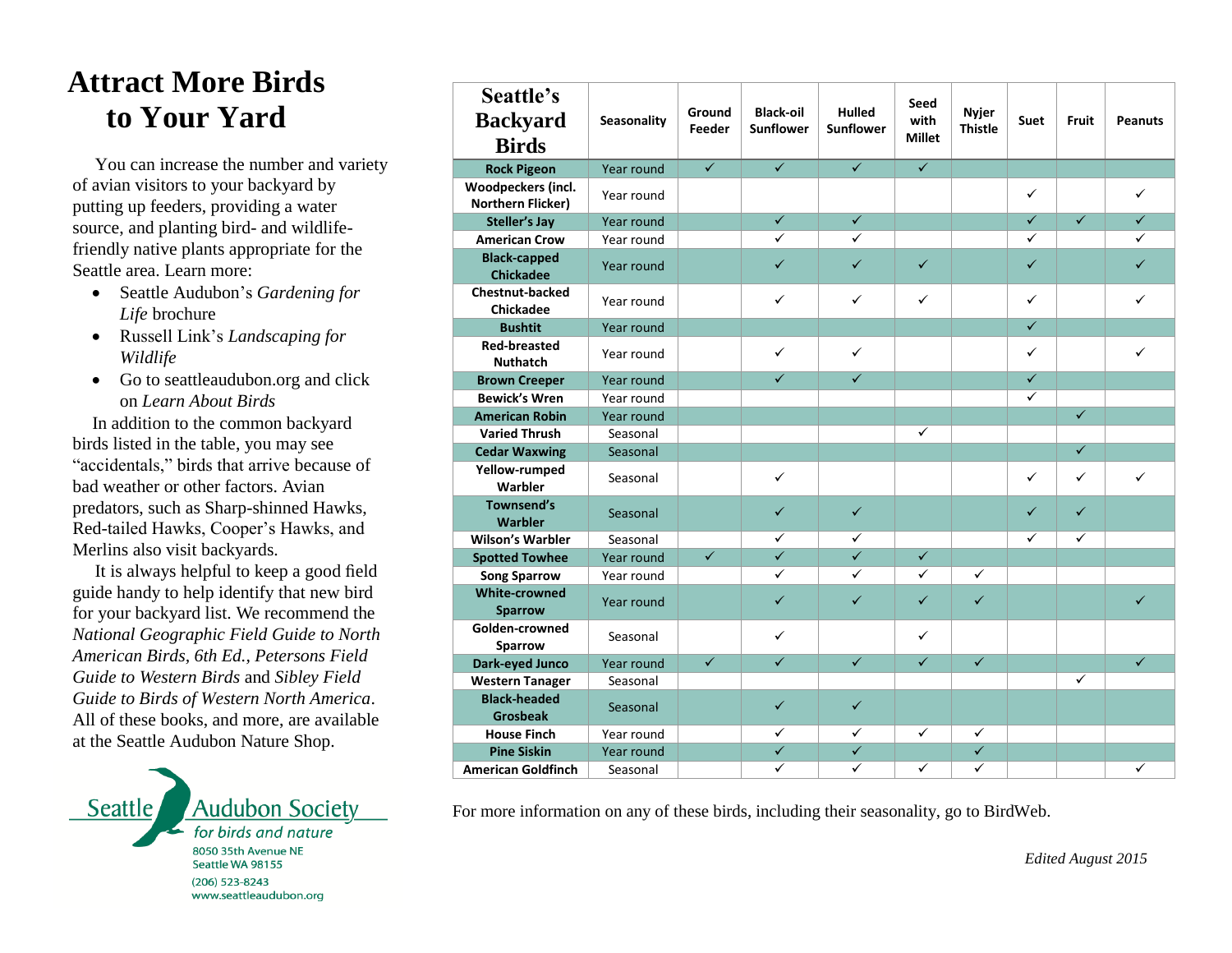# Attract More Birds to Your Yard

You can increase the number and variety of avian visitors to your backyard by putting up feeders, providing a water source, and planting bird- and wildlife-friendly native plants appropriate for the Seattle area. Learn more:

- Seattle Audubon's *Gardening for Life* brochure
- Russell Link's *Landscaping for Wildlife*
- Go to seattleaudubon.org and click on *Learn About Birds*

In addition to the common backyard birds listed in the table, you may see "accidentals," birds that arrive because of bad weather or other factors. Avian predators, such as Sharp-shinned Hawks, Red-tailed Hawks, Cooper's Hawks, and Merlins also visit backyards.

It is always helpful to keep a good field guide handy to help identify that new bird for your backyard list. We recommend the *National Geographic Field Guide to North American Birds, 6th Ed., Petersons Field Guide to Western Birds* and *Sibley Field Guide to Birds of Western North America*. All of these books, and more, are available at the Seattle Audubon Nature Shop.

Seattle Audubon Society
*for birds and nature*
8050 35th Avenue NE
Seattle WA 98155
(206) 523-8243
www.seattleaudubon.org

| Seattle's Backyard Birds | Seasonality | Ground Feeder | Black-oil Sunflower | Hulled Sunflower | Seed with Millet | Nyjer Thistle | Suet | Fruit | Peanuts |
|---|---|---|---|---|---|---|---|---|---|
| Rock Pigeon | Year round | ✓ | ✓ | ✓ | ✓ | | | | |
| Woodpeckers (incl. Northern Flicker) | Year round | | | | | | ✓ | | ✓ |
| Steller's Jay | Year round | | ✓ | ✓ | | | ✓ | ✓ | ✓ |
| American Crow | Year round | | ✓ | ✓ | | | ✓ | | ✓ |
| Black-capped Chickadee | Year round | | ✓ | ✓ | ✓ | | ✓ | | ✓ |
| Chestnut-backed Chickadee | Year round | | ✓ | ✓ | ✓ | | ✓ | | ✓ |
| Bushtit | Year round | | | | | | ✓ | | |
| Red-breasted Nuthatch | Year round | | ✓ | ✓ | | | ✓ | | ✓ |
| Brown Creeper | Year round | | ✓ | ✓ | | | ✓ | | |
| Bewick's Wren | Year round | | | | | | ✓ | | |
| American Robin | Year round | | | | | | | ✓ | |
| Varied Thrush | Seasonal | | | | ✓ | | | | |
| Cedar Waxwing | Seasonal | | | | | | | ✓ | |
| Yellow-rumped Warbler | Seasonal | | ✓ | | | | ✓ | ✓ | ✓ |
| Townsend's Warbler | Seasonal | | ✓ | ✓ | | | ✓ | ✓ | |
| Wilson's Warbler | Seasonal | | ✓ | ✓ | | | ✓ | ✓ | |
| Spotted Towhee | Year round | ✓ | ✓ | ✓ | ✓ | | | | |
| Song Sparrow | Year round | | ✓ | ✓ | ✓ | ✓ | | | |
| White-crowned Sparrow | Year round | | ✓ | ✓ | ✓ | ✓ | | | ✓ |
| Golden-crowned Sparrow | Seasonal | | ✓ | | ✓ | | | | |
| Dark-eyed Junco | Year round | ✓ | ✓ | ✓ | ✓ | ✓ | | | ✓ |
| Western Tanager | Seasonal | | | | | | | ✓ | |
| Black-headed Grosbeak | Seasonal | | ✓ | ✓ | | | | | |
| House Finch | Year round | | ✓ | ✓ | ✓ | ✓ | | | |
| Pine Siskin | Year round | | ✓ | ✓ | | ✓ | | | |
| American Goldfinch | Seasonal | | ✓ | ✓ | ✓ | ✓ | | | ✓ |

For more information on any of these birds, including their seasonality, go to BirdWeb.

*Edited August 2015*